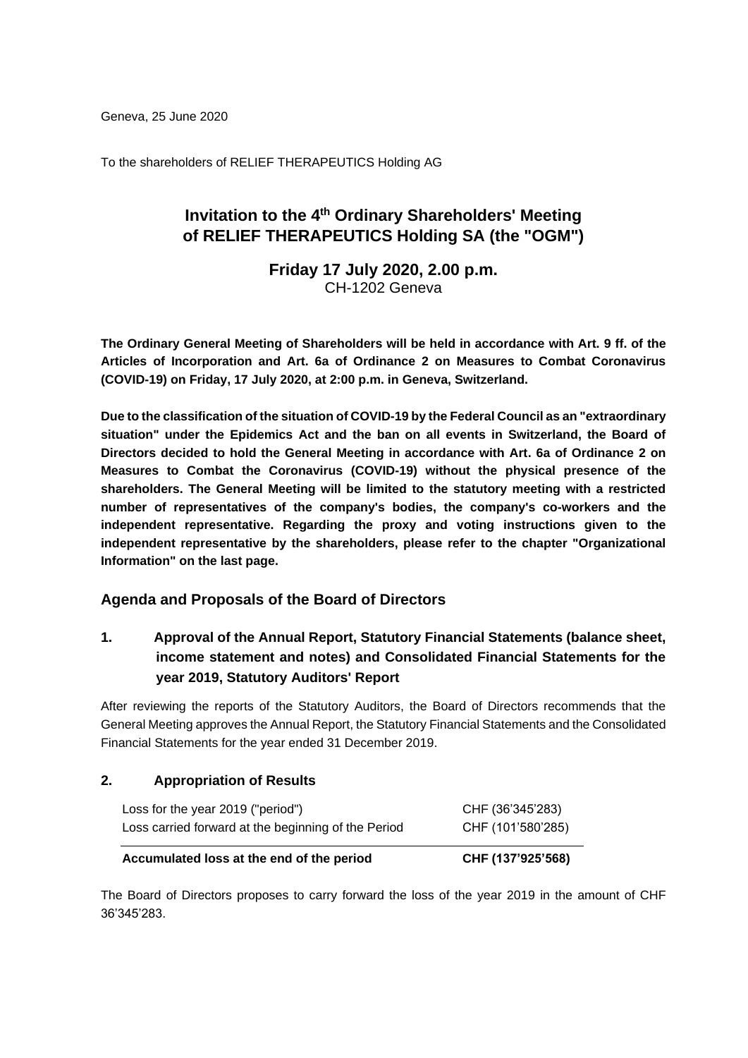Geneva, 25 June 2020

To the shareholders of RELIEF THERAPEUTICS Holding AG

# Invitation to the 4th Ordinary Shareholders' Meeting of RELIEF THERAPEUTICS Holding SA (the "OGM")

**Friday 17 July 2020, 2.00 p.m.**
CH-1202 Geneva

**The Ordinary General Meeting of Shareholders will be held in accordance with Art. 9 ff. of the Articles of Incorporation and Art. 6a of Ordinance 2 on Measures to Combat Coronavirus (COVID-19) on Friday, 17 July 2020, at 2:00 p.m. in Geneva, Switzerland.**

**Due to the classification of the situation of COVID-19 by the Federal Council as an "extraordinary situation" under the Epidemics Act and the ban on all events in Switzerland, the Board of Directors decided to hold the General Meeting in accordance with Art. 6a of Ordinance 2 on Measures to Combat the Coronavirus (COVID-19) without the physical presence of the shareholders. The General Meeting will be limited to the statutory meeting with a restricted number of representatives of the company's bodies, the company's co-workers and the independent representative. Regarding the proxy and voting instructions given to the independent representative by the shareholders, please refer to the chapter "Organizational Information" on the last page.**

## Agenda and Proposals of the Board of Directors

### 1. Approval of the Annual Report, Statutory Financial Statements (balance sheet, income statement and notes) and Consolidated Financial Statements for the year 2019, Statutory Auditors' Report

After reviewing the reports of the Statutory Auditors, the Board of Directors recommends that the General Meeting approves the Annual Report, the Statutory Financial Statements and the Consolidated Financial Statements for the year ended 31 December 2019.

### 2. Appropriation of Results

| | |
|---|---|
| Loss for the year 2019 ("period") | CHF (36'345'283) |
| Loss carried forward at the beginning of the Period | CHF (101'580'285) |
| **Accumulated loss at the end of the period** | **CHF (137'925'568)** |

The Board of Directors proposes to carry forward the loss of the year 2019 in the amount of CHF 36'345'283.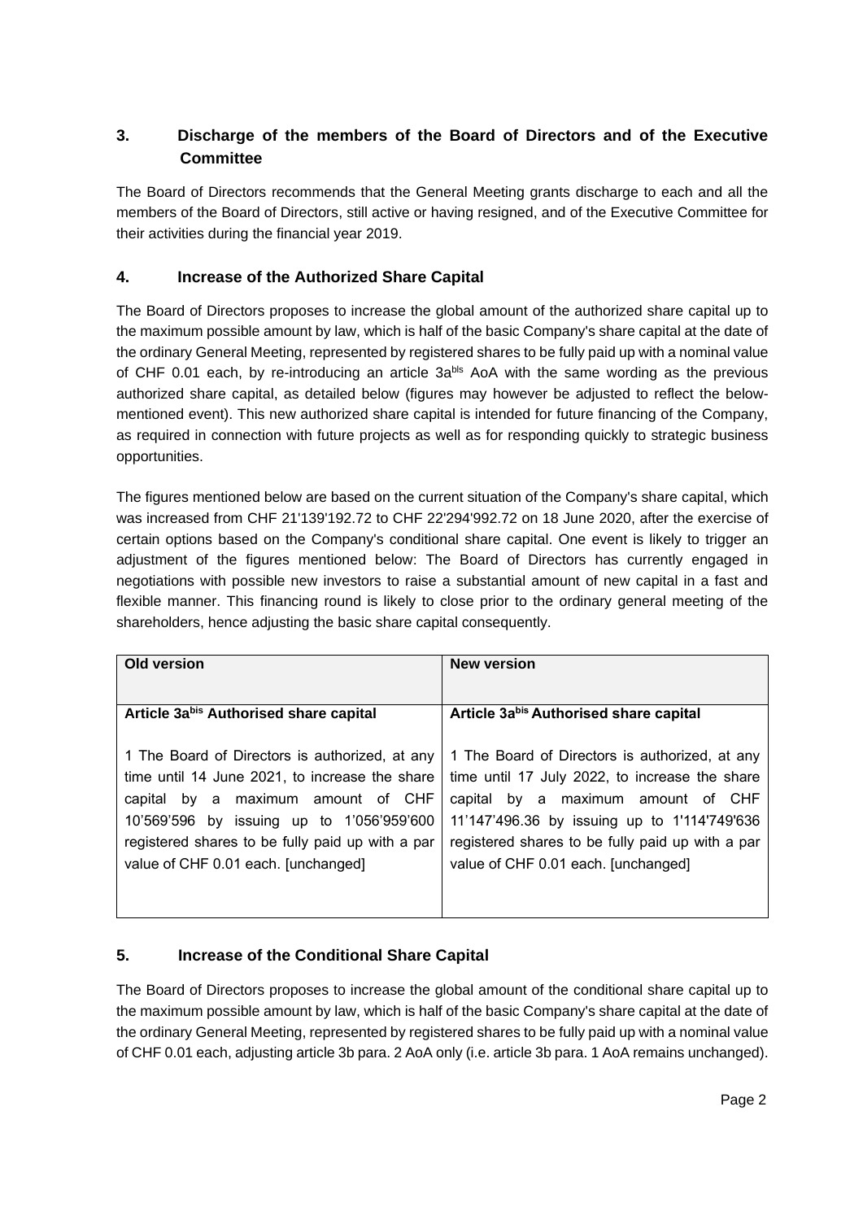## 3. Discharge of the members of the Board of Directors and of the Executive Committee

The Board of Directors recommends that the General Meeting grants discharge to each and all the members of the Board of Directors, still active or having resigned, and of the Executive Committee for their activities during the financial year 2019.

## 4. Increase of the Authorized Share Capital

The Board of Directors proposes to increase the global amount of the authorized share capital up to the maximum possible amount by law, which is half of the basic Company's share capital at the date of the ordinary General Meeting, represented by registered shares to be fully paid up with a nominal value of CHF 0.01 each, by re-introducing an article 3a[bis] AoA with the same wording as the previous authorized share capital, as detailed below (figures may however be adjusted to reflect the below-mentioned event). This new authorized share capital is intended for future financing of the Company, as required in connection with future projects as well as for responding quickly to strategic business opportunities.

The figures mentioned below are based on the current situation of the Company's share capital, which was increased from CHF 21'139'192.72 to CHF 22'294'992.72 on 18 June 2020, after the exercise of certain options based on the Company's conditional share capital. One event is likely to trigger an adjustment of the figures mentioned below: The Board of Directors has currently engaged in negotiations with possible new investors to raise a substantial amount of new capital in a fast and flexible manner. This financing round is likely to close prior to the ordinary general meeting of the shareholders, hence adjusting the basic share capital consequently.

| Old version | New version |
|---|---|
| **Article 3a[bis] Authorised share capital**<br><br>1 The Board of Directors is authorized, at any time until 14 June 2021, to increase the share capital by a maximum amount of CHF 10'569'596 by issuing up to 1'056'959'600 registered shares to be fully paid up with a par value of CHF 0.01 each. [unchanged] | **Article 3a[bis] Authorised share capital**<br><br>1 The Board of Directors is authorized, at any time until 17 July 2022, to increase the share capital by a maximum amount of CHF 11'147'496.36 by issuing up to 1'114'749'636 registered shares to be fully paid up with a par value of CHF 0.01 each. [unchanged] |

## 5. Increase of the Conditional Share Capital

The Board of Directors proposes to increase the global amount of the conditional share capital up to the maximum possible amount by law, which is half of the basic Company's share capital at the date of the ordinary General Meeting, represented by registered shares to be fully paid up with a nominal value of CHF 0.01 each, adjusting article 3b para. 2 AoA only (i.e. article 3b para. 1 AoA remains unchanged).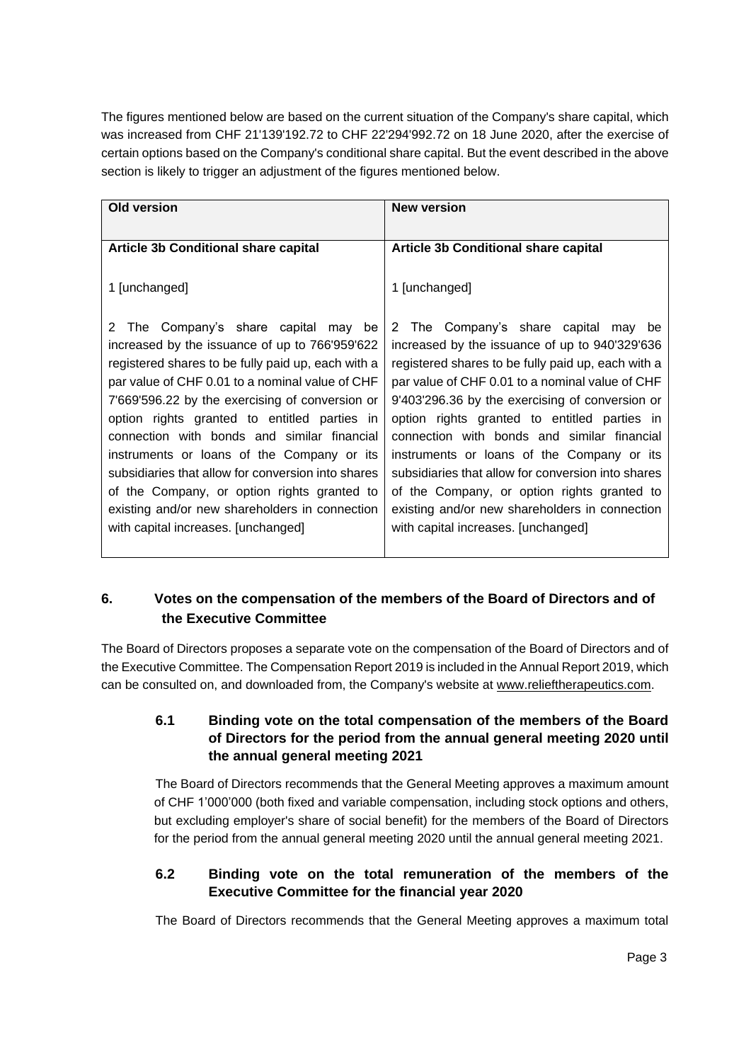The figures mentioned below are based on the current situation of the Company's share capital, which was increased from CHF 21'139'192.72 to CHF 22'294'992.72 on 18 June 2020, after the exercise of certain options based on the Company's conditional share capital. But the event described in the above section is likely to trigger an adjustment of the figures mentioned below.

| Old version | New version |
|---|---|
| **Article 3b Conditional share capital** | **Article 3b Conditional share capital** |
| 1 [unchanged] | 1 [unchanged] |
| 2 The Company's share capital may be increased by the issuance of up to 766'959'622 registered shares to be fully paid up, each with a par value of CHF 0.01 to a nominal value of CHF 7'669'596.22 by the exercising of conversion or option rights granted to entitled parties in connection with bonds and similar financial instruments or loans of the Company or its subsidiaries that allow for conversion into shares of the Company, or option rights granted to existing and/or new shareholders in connection with capital increases. [unchanged] | 2 The Company's share capital may be increased by the issuance of up to 940'329'636 registered shares to be fully paid up, each with a par value of CHF 0.01 to a nominal value of CHF 9'403'296.36 by the exercising of conversion or option rights granted to entitled parties in connection with bonds and similar financial instruments or loans of the Company or its subsidiaries that allow for conversion into shares of the Company, or option rights granted to existing and/or new shareholders in connection with capital increases. [unchanged] |

## 6. Votes on the compensation of the members of the Board of Directors and of the Executive Committee

The Board of Directors proposes a separate vote on the compensation of the Board of Directors and of the Executive Committee. The Compensation Report 2019 is included in the Annual Report 2019, which can be consulted on, and downloaded from, the Company's website at www.relieftherapeutics.com.

### 6.1 Binding vote on the total compensation of the members of the Board of Directors for the period from the annual general meeting 2020 until the annual general meeting 2021

The Board of Directors recommends that the General Meeting approves a maximum amount of CHF 1'000'000 (both fixed and variable compensation, including stock options and others, but excluding employer's share of social benefit) for the members of the Board of Directors for the period from the annual general meeting 2020 until the annual general meeting 2021.

### 6.2 Binding vote on the total remuneration of the members of the Executive Committee for the financial year 2020

The Board of Directors recommends that the General Meeting approves a maximum total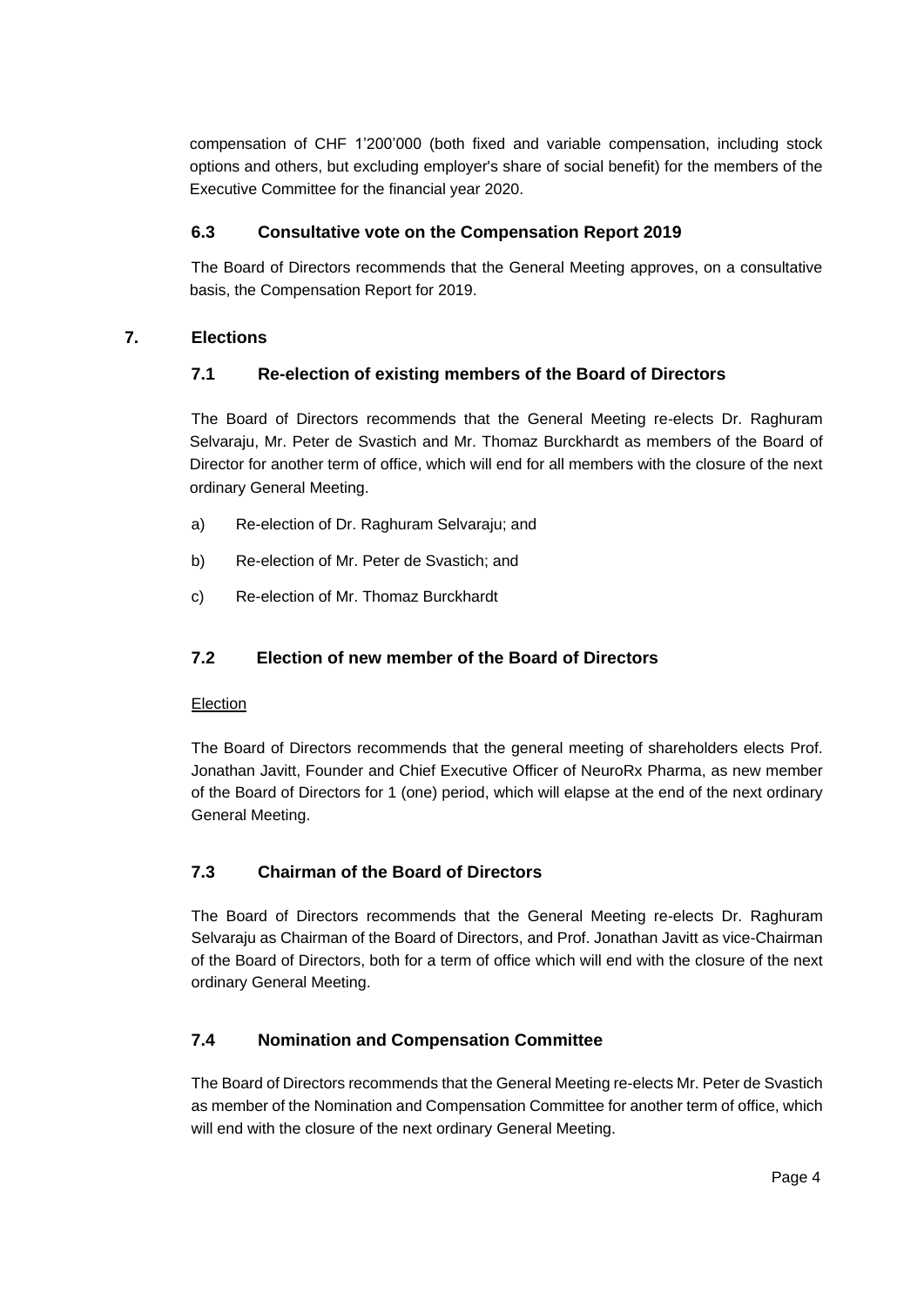compensation of CHF 1’200’000 (both fixed and variable compensation, including stock options and others, but excluding employer's share of social benefit) for the members of the Executive Committee for the financial year 2020.

### 6.3 Consultative vote on the Compensation Report 2019

The Board of Directors recommends that the General Meeting approves, on a consultative basis, the Compensation Report for 2019.

## 7. Elections

### 7.1 Re-election of existing members of the Board of Directors

The Board of Directors recommends that the General Meeting re-elects Dr. Raghuram Selvaraju, Mr. Peter de Svastich and Mr. Thomaz Burckhardt as members of the Board of Director for another term of office, which will end for all members with the closure of the next ordinary General Meeting.

a) Re-election of Dr. Raghuram Selvaraju; and

b) Re-election of Mr. Peter de Svastich; and

c) Re-election of Mr. Thomaz Burckhardt

### 7.2 Election of new member of the Board of Directors

Election

The Board of Directors recommends that the general meeting of shareholders elects Prof. Jonathan Javitt, Founder and Chief Executive Officer of NeuroRx Pharma, as new member of the Board of Directors for 1 (one) period, which will elapse at the end of the next ordinary General Meeting.

### 7.3 Chairman of the Board of Directors

The Board of Directors recommends that the General Meeting re-elects Dr. Raghuram Selvaraju as Chairman of the Board of Directors, and Prof. Jonathan Javitt as vice-Chairman of the Board of Directors, both for a term of office which will end with the closure of the next ordinary General Meeting.

### 7.4 Nomination and Compensation Committee

The Board of Directors recommends that the General Meeting re-elects Mr. Peter de Svastich as member of the Nomination and Compensation Committee for another term of office, which will end with the closure of the next ordinary General Meeting.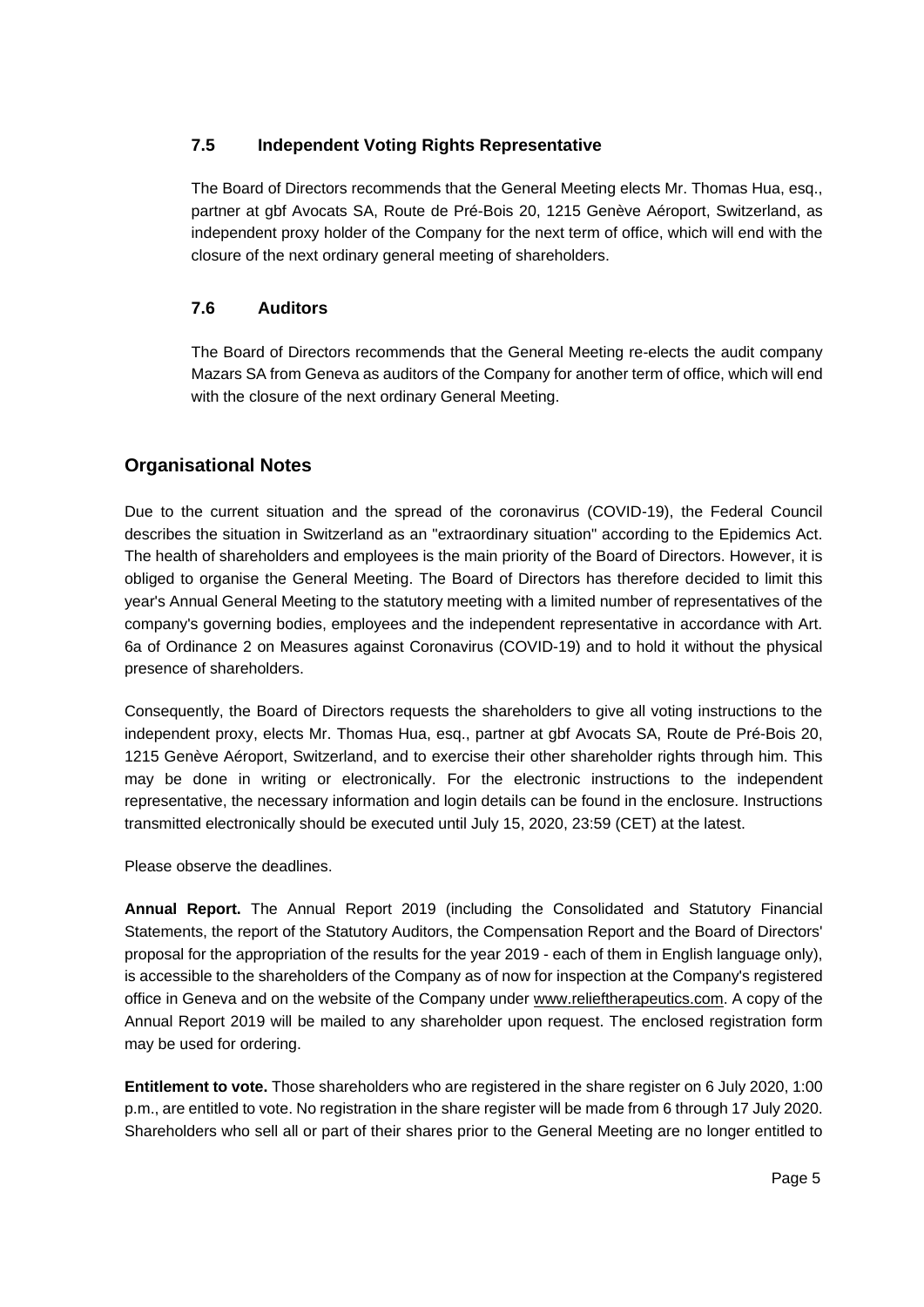### 7.5 Independent Voting Rights Representative

The Board of Directors recommends that the General Meeting elects Mr. Thomas Hua, esq., partner at gbf Avocats SA, Route de Pré-Bois 20, 1215 Genève Aéroport, Switzerland, as independent proxy holder of the Company for the next term of office, which will end with the closure of the next ordinary general meeting of shareholders.

### 7.6 Auditors

The Board of Directors recommends that the General Meeting re-elects the audit company Mazars SA from Geneva as auditors of the Company for another term of office, which will end with the closure of the next ordinary General Meeting.

## Organisational Notes

Due to the current situation and the spread of the coronavirus (COVID-19), the Federal Council describes the situation in Switzerland as an "extraordinary situation" according to the Epidemics Act. The health of shareholders and employees is the main priority of the Board of Directors. However, it is obliged to organise the General Meeting. The Board of Directors has therefore decided to limit this year's Annual General Meeting to the statutory meeting with a limited number of representatives of the company's governing bodies, employees and the independent representative in accordance with Art. 6a of Ordinance 2 on Measures against Coronavirus (COVID-19) and to hold it without the physical presence of shareholders.

Consequently, the Board of Directors requests the shareholders to give all voting instructions to the independent proxy, elects Mr. Thomas Hua, esq., partner at gbf Avocats SA, Route de Pré-Bois 20, 1215 Genève Aéroport, Switzerland, and to exercise their other shareholder rights through him. This may be done in writing or electronically. For the electronic instructions to the independent representative, the necessary information and login details can be found in the enclosure. Instructions transmitted electronically should be executed until July 15, 2020, 23:59 (CET) at the latest.

Please observe the deadlines.

**Annual Report.** The Annual Report 2019 (including the Consolidated and Statutory Financial Statements, the report of the Statutory Auditors, the Compensation Report and the Board of Directors' proposal for the appropriation of the results for the year 2019 - each of them in English language only), is accessible to the shareholders of the Company as of now for inspection at the Company's registered office in Geneva and on the website of the Company under www.relieftherapeutics.com. A copy of the Annual Report 2019 will be mailed to any shareholder upon request. The enclosed registration form may be used for ordering.

**Entitlement to vote.** Those shareholders who are registered in the share register on 6 July 2020, 1:00 p.m., are entitled to vote. No registration in the share register will be made from 6 through 17 July 2020. Shareholders who sell all or part of their shares prior to the General Meeting are no longer entitled to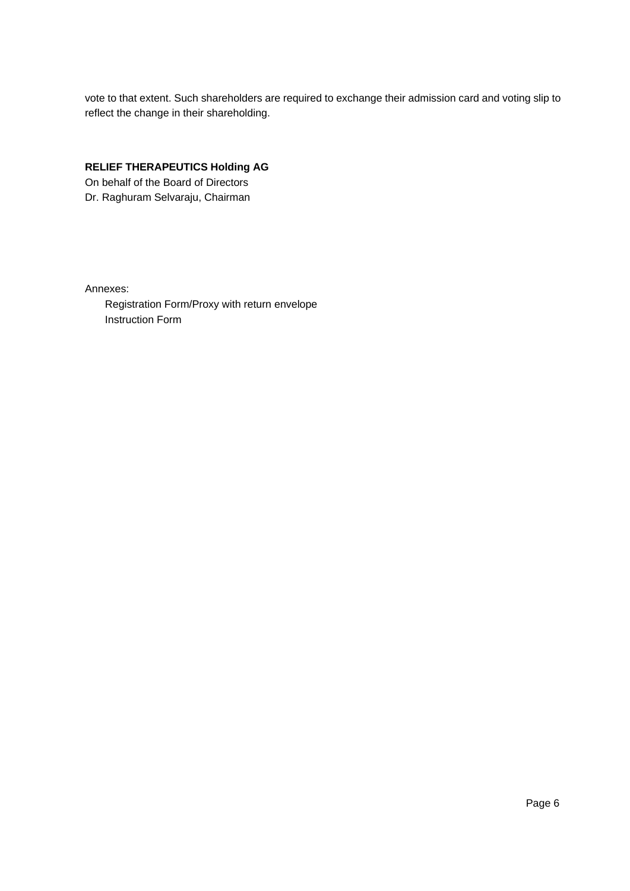vote to that extent. Such shareholders are required to exchange their admission card and voting slip to reflect the change in their shareholding.

**RELIEF THERAPEUTICS Holding AG**
On behalf of the Board of Directors
Dr. Raghuram Selvaraju, Chairman

Annexes:

- Registration Form/Proxy with return envelope
- Instruction Form